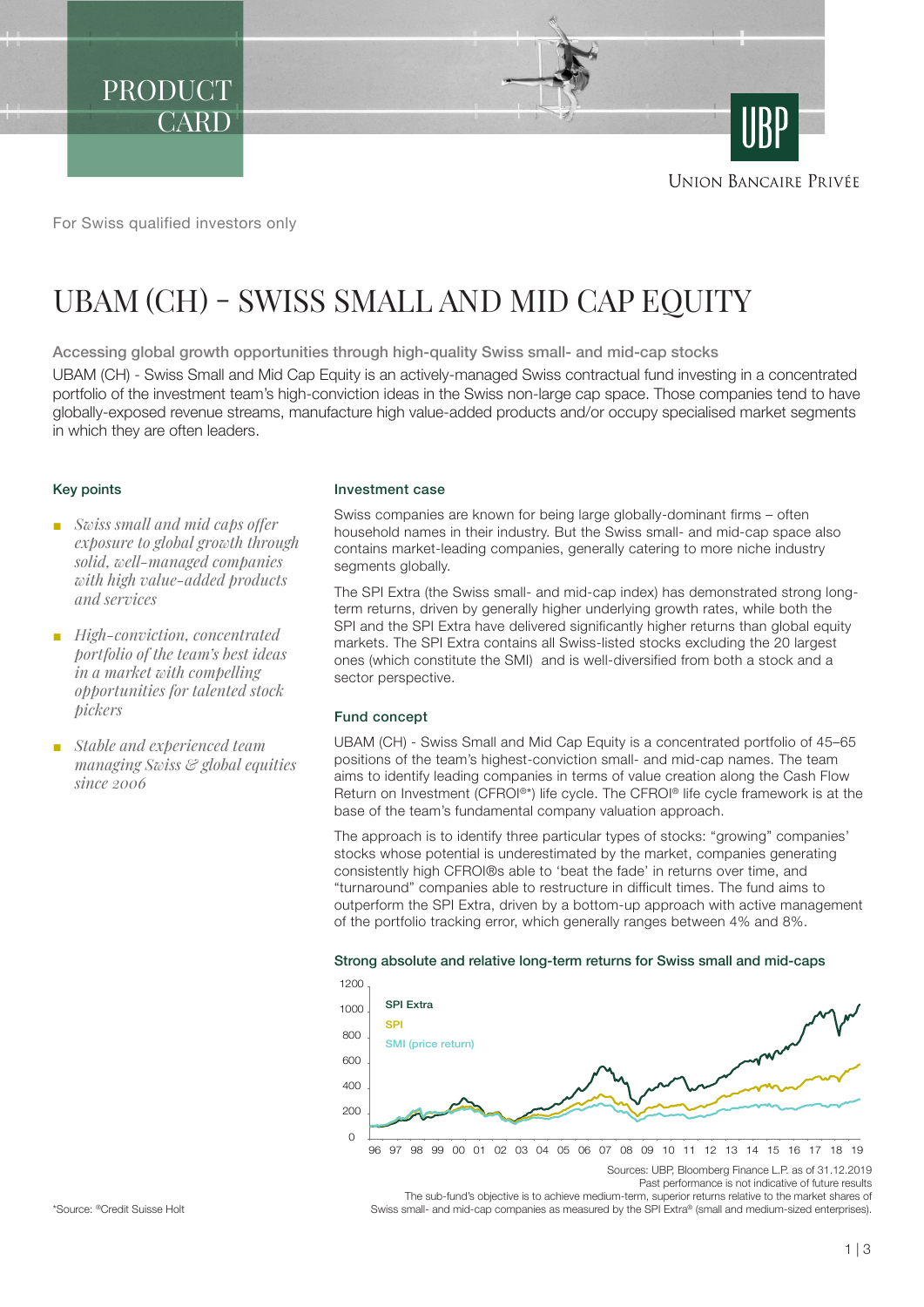PRODUCT CARD

UNION BANCAIRE PRIVÉE

For Swiss qualified investors only

# UBAM (CH) - SWISS SMALL AND MID CAP EQUITY

**Accessing global growth opportunities through high-quality Swiss small- and mid-cap stocks**

UBAM (CH) - Swiss Small and Mid Cap Equity is an actively-managed Swiss contractual fund investing in a concentrated portfolio of the investment team's high-conviction ideas in the Swiss non-large cap space. Those companies tend to have globally-exposed revenue streams, manufacture high value-added products and/or occupy specialised market segments in which they are often leaders.

## Key points

- *Swiss small and mid caps offer exposure to global growth through solid, well-managed companies with high value-added products and services*
- *High-conviction, concentrated portfolio of the team's best ideas in a market with compelling opportunities for talented stock pickers*
- *Stable and experienced team managing Swiss & global equities since 2006*

## Investment case

Swiss companies are known for being large globally-dominant firms – often household names in their industry. But the Swiss small- and mid-cap space also contains market-leading companies, generally catering to more niche industry segments globally.

The SPI Extra (the Swiss small- and mid-cap index) has demonstrated strong long-term returns, driven by generally higher underlying growth rates, while both the SPI and the SPI Extra have delivered significantly higher returns than global equity markets. The SPI Extra contains all Swiss-listed stocks excluding the 20 largest ones (which constitute the SMI) and is well-diversified from both a stock and a sector perspective.

## Fund concept

UBAM (CH) - Swiss Small and Mid Cap Equity is a concentrated portfolio of 45–65 positions of the team's highest-conviction small- and mid-cap names. The team aims to identify leading companies in terms of value creation along the Cash Flow Return on Investment (CFROI®*) life cycle. The CFROI® life cycle framework is at the base of the team's fundamental company valuation approach.

The approach is to identify three particular types of stocks: "growing" companies' stocks whose potential is underestimated by the market, companies generating consistently high CFROI®s able to 'beat the fade' in returns over time, and "turnaround" companies able to restructure in difficult times. The fund aims to outperform the SPI Extra, driven by a bottom-up approach with active management of the portfolio tracking error, which generally ranges between 4% and 8%.

**Strong absolute and relative long-term returns for Swiss small and mid-caps**

Sources: UBP, Bloomberg Finance L.P. as of 31.12.2019
Past performance is not indicative of future results
The sub-fund's objective is to achieve medium-term, superior returns relative to the market shares of Swiss small- and mid-cap companies as measured by the SPI Extra® (small and medium-sized enterprises).

*Source: ®Credit Suisse Holt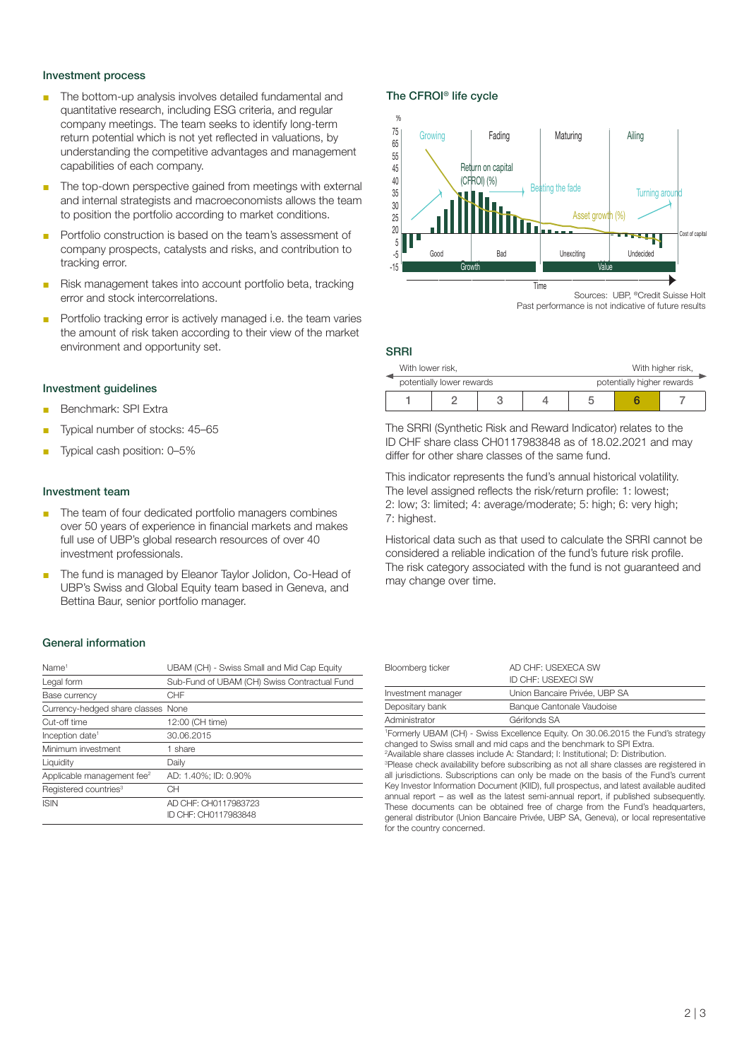## Investment process

- The bottom-up analysis involves detailed fundamental and quantitative research, including ESG criteria, and regular company meetings. The team seeks to identify long-term return potential which is not yet reflected in valuations, by understanding the competitive advantages and management capabilities of each company.
- The top-down perspective gained from meetings with external and internal strategists and macroeconomists allows the team to position the portfolio according to market conditions.
- Portfolio construction is based on the team's assessment of company prospects, catalysts and risks, and contribution to tracking error.
- Risk management takes into account portfolio beta, tracking error and stock intercorrelations.
- Portfolio tracking error is actively managed i.e. the team varies the amount of risk taken according to their view of the market environment and opportunity set.

## Investment guidelines

- Benchmark: SPI Extra
- Typical number of stocks: 45–65
- Typical cash position: 0–5%

## Investment team

- The team of four dedicated portfolio managers combines over 50 years of experience in financial markets and makes full use of UBP's global research resources of over 40 investment professionals.
- The fund is managed by Eleanor Taylor Jolidon, Co-Head of UBP's Swiss and Global Equity team based in Geneva, and Bettina Baur, senior portfolio manager.

## The CFROI® life cycle

Sources: UBP, ®Credit Suisse Holt
Past performance is not indicative of future results

## SRRI

With lower risk, potentially lower rewards — With higher risk, potentially higher rewards

| 1 | 2 | 3 | 4 | 5 | **6** | 7 |
|---|---|---|---|---|---|---|

The SRRI (Synthetic Risk and Reward Indicator) relates to the ID CHF share class CH0117983848 as of 18.02.2021 and may differ for other share classes of the same fund.

This indicator represents the fund's annual historical volatility. The level assigned reflects the risk/return profile: 1: lowest; 2: low; 3: limited; 4: average/moderate; 5: high; 6: very high; 7: highest.

Historical data such as that used to calculate the SRRI cannot be considered a reliable indication of the fund's future risk profile. The risk category associated with the fund is not guaranteed and may change over time.

## General information

| | |
|---|---|
| Name[1] | UBAM (CH) - Swiss Small and Mid Cap Equity |
| Legal form | Sub-Fund of UBAM (CH) Swiss Contractual Fund |
| Base currency | CHF |
| Currency-hedged share classes | None |
| Cut-off time | 12:00 (CH time) |
| Inception date[1] | 30.06.2015 |
| Minimum investment | 1 share |
| Liquidity | Daily |
| Applicable management fee[2] | AD: 1.40%; ID: 0.90% |
| Registered countries[3] | CH |
| ISIN | AD CHF: CH0117983723<br>ID CHF: CH0117983848 |
| Bloomberg ticker | AD CHF: USEXECA SW<br>ID CHF: USEXECI SW |
| Investment manager | Union Bancaire Privée, UBP SA |
| Depositary bank | Banque Cantonale Vaudoise |
| Administrator | Gérifonds SA |

[1]Formerly UBAM (CH) - Swiss Excellence Equity. On 30.06.2015 the Fund's strategy changed to Swiss small and mid caps and the benchmark to SPI Extra.
[2]Available share classes include A: Standard; I: Institutional; D: Distribution.
[3]Please check availability before subscribing as not all share classes are registered in all jurisdictions. Subscriptions can only be made on the basis of the Fund's current Key Investor Information Document (KIID), full prospectus, and latest available audited annual report – as well as the latest semi-annual report, if published subsequently. These documents can be obtained free of charge from the Fund's headquarters, general distributor (Union Bancaire Privée, UBP SA, Geneva), or local representative for the country concerned.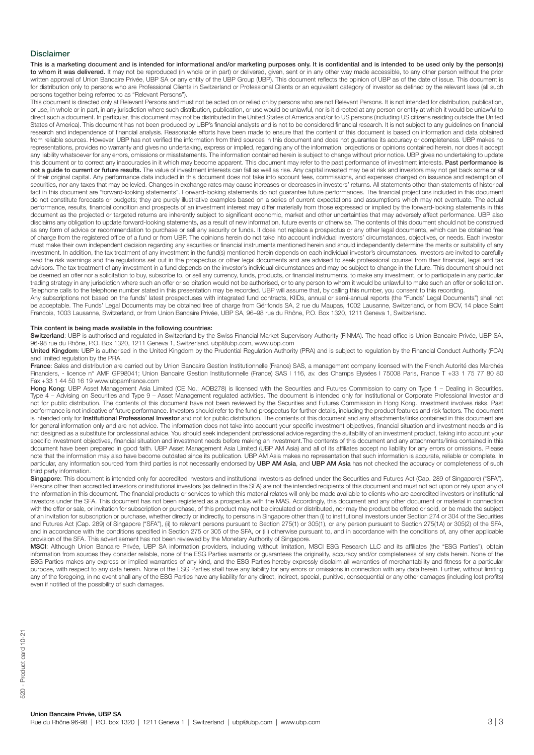## Disclaimer

**This is a marketing document and is intended for informational and/or marketing purposes only. It is confidential and is intended to be used only by the person(s) to whom it was delivered.** It may not be reproduced (in whole or in part) or delivered, given, sent or in any other way made accessible, to any other person without the prior written approval of Union Bancaire Privée, UBP SA or any entity of the UBP Group (UBP). This document reflects the opinion of UBP as of the date of issue. This document is for distribution only to persons who are Professional Clients in Switzerland or Professional Clients or an equivalent category of investor as defined by the relevant laws (all such persons together being referred to as "Relevant Persons").

This document is directed only at Relevant Persons and must not be acted on or relied on by persons who are not Relevant Persons. It is not intended for distribution, publication, or use, in whole or in part, in any jurisdiction where such distribution, publication, or use would be unlawful, nor is it directed at any person or entity at which it would be unlawful to direct such a document. In particular, this document may not be distributed in the United States of America and/or to US persons (including US citizens residing outside the United States of America). This document has not been produced by UBP's financial analysts and is not to be considered financial research. It is not subject to any guidelines on financial research and independence of financial analysis. Reasonable efforts have been made to ensure that the content of this document is based on information and data obtained from reliable sources. However, UBP has not verified the information from third sources in this document and does not guarantee its accuracy or completeness. UBP makes no representations, provides no warranty and gives no undertaking, express or implied, regarding any of the information, projections or opinions contained herein, nor does it accept any liability whatsoever for any errors, omissions or misstatements. The information contained herein is subject to change without prior notice. UBP gives no undertaking to update this document or to correct any inaccuracies in it which may become apparent. This document may refer to the past performance of investment interests. **Past performance is not a guide to current or future results.** The value of investment interests can fall as well as rise. Any capital invested may be at risk and investors may not get back some or all of their original capital. Any performance data included in this document does not take into account fees, commissions, and expenses charged on issuance and redemption of securities, nor any taxes that may be levied. Changes in exchange rates may cause increases or decreases in investors' returns. All statements other than statements of historical fact in this document are "forward-looking statements". Forward-looking statements do not guarantee future performances. The financial projections included in this document do not constitute forecasts or budgets; they are purely illustrative examples based on a series of current expectations and assumptions which may not eventuate. The actual performance, results, financial condition and prospects of an investment interest may differ materially from those expressed or implied by the forward-looking statements in this document as the projected or targeted returns are inherently subject to significant economic, market and other uncertainties that may adversely affect performance. UBP also disclaims any obligation to update forward-looking statements, as a result of new information, future events or otherwise. The contents of this document should not be construed as any form of advice or recommendation to purchase or sell any security or funds. It does not replace a prospectus or any other legal documents, which can be obtained free of charge from the registered office of a fund or from UBP. The opinions herein do not take into account individual investors' circumstances, objectives, or needs. Each investor must make their own independent decision regarding any securities or financial instruments mentioned herein and should independently determine the merits or suitability of any investment. In addition, the tax treatment of any investment in the fund(s) mentioned herein depends on each individual investor's circumstances. Investors are invited to carefully read the risk warnings and the regulations set out in the prospectus or other legal documents and are advised to seek professional counsel from their financial, legal and tax advisors. The tax treatment of any investment in a fund depends on the investor's individual circumstances and may be subject to change in the future. This document should not be deemed an offer nor a solicitation to buy, subscribe to, or sell any currency, funds, products, or financial instruments, to make any investment, or to participate in any particular trading strategy in any jurisdiction where such an offer or solicitation would not be authorised, or to any person to whom it would be unlawful to make such an offer or solicitation. Telephone calls to the telephone number stated in this presentation may be recorded. UBP will assume that, by calling this number, you consent to this recording.

Any subscriptions not based on the funds' latest prospectuses with integrated fund contracts, KIIDs, annual or semi-annual reports (the "Funds' Legal Documents") shall not be acceptable. The Funds' Legal Documents may be obtained free of charge from Gérifonds SA, 2 rue du Maupas, 1002 Lausanne, Switzerland, or from BCV, 14 place Saint Francois, 1003 Lausanne, Switzerland, or from Union Bancaire Privée, UBP SA, 96–98 rue du Rhône, P.O. Box 1320, 1211 Geneva 1, Switzerland.

**This content is being made available in the following countries:**

**Switzerland**: UBP is authorised and regulated in Switzerland by the Swiss Financial Market Supervisory Authority (FINMA). The head office is Union Bancaire Privée, UBP SA, 96-98 rue du Rhône, P.O. Box 1320, 1211 Geneva 1, Switzerland. ubp@ubp.com, www.ubp.com

**United Kingdom**: UBP is authorised in the United Kingdom by the Prudential Regulation Authority (PRA) and is subject to regulation by the Financial Conduct Authority (FCA) and limited regulation by the PRA.

**France**: Sales and distribution are carried out by Union Bancaire Gestion Institutionnelle (France) SAS, a management company licensed with the French Autorité des Marchés Financiers, - licence n° AMF GP98041; Union Bancaire Gestion Institutionnelle (France) SAS I 116, av. des Champs Elysées I 75008 Paris, France T +33 1 75 77 80 80 Fax +33 1 44 50 16 19 www.ubpamfrance.com

**Hong Kong**: UBP Asset Management Asia Limited (CE No.: AOB278) is licensed with the Securities and Futures Commission to carry on Type 1 – Dealing in Securities, Type 4 – Advising on Securities and Type 9 – Asset Management regulated activities. The document is intended only for Institutional or Corporate Professional Investor and not for public distribution. The contents of this document have not been reviewed by the Securities and Futures Commission in Hong Kong. Investment involves risks. Past performance is not indicative of future performance. Investors should refer to the fund prospectus for further details, including the product features and risk factors. The document is intended only for **Institutional Professional Investor** and not for public distribution. The contents of this document and any attachments/links contained in this document are for general information only and are not advice. The information does not take into account your specific investment objectives, financial situation and investment needs and is not designed as a substitute for professional advice. You should seek independent professional advice regarding the suitability of an investment product, taking into account your specific investment objectives, financial situation and investment needs before making an investment.The contents of this document and any attachments/links contained in this document have been prepared in good faith. UBP Asset Management Asia Limited (UBP AM Asia) and all of its affiliates accept no liability for any errors or omissions. Please note that the information may also have become outdated since its publication. UBP AM Asia makes no representation that such information is accurate, reliable or complete. In particular, any information sourced from third parties is not necessarily endorsed by **UBP AM Asia**, and **UBP AM Asia** has not checked the accuracy or completeness of such third party information.

**Singapore**: This document is intended only for accredited investors and institutional investors as defined under the Securities and Futures Act (Cap. 289 of Singapore) ("SFA"). Persons other than accredited investors or institutional investors (as defined in the SFA) are not the intended recipients of this document and must not act upon or rely upon any of the information in this document. The financial products or services to which this material relates will only be made available to clients who are accredited investors or institutional investors under the SFA. This document has not been registered as a prospectus with the MAS. Accordingly, this document and any other document or material in connection with the offer or sale, or invitation for subscription or purchase, of this product may not be circulated or distributed, nor may the product be offered or sold, or be made the subject of an invitation for subscription or purchase, whether directly or indirectly, to persons in Singapore other than (i) to institutional investors under Section 274 or 304 of the Securities and Futures Act (Cap. 289) of Singapore ("SFA"), (ii) to relevant persons pursuant to Section 275(1) or 305(1), or any person pursuant to Section 275(1A) or 305(2) of the SFA, and in accordance with the conditions specified in Section 275 or 305 of the SFA, or (iii) otherwise pursuant to, and in accordance with the conditions of, any other applicable provision of the SFA. This advertisement has not been reviewed by the Monetary Authority of Singapore.

**MSCI**: Although Union Bancaire Privée, UBP SA information providers, including without limitation, MSCI ESG Research LLC and its affiliates (the "ESG Parties"), obtain information from sources they consider reliable, none of the ESG Parties warrants or guarantees the originality, accuracy and/or completeness of any data herein. None of the ESG Parties makes any express or implied warranties of any kind, and the ESG Parties hereby expressly disclaim all warranties of merchantability and fitness for a particular purpose, with respect to any data herein. None of the ESG Parties shall have any liability for any errors or omissions in connection with any data herein. Further, without limiting any of the foregoing, in no event shall any of the ESG Parties have any liability for any direct, indirect, special, punitive, consequential or any other damages (including lost profits) even if notified of the possibility of such damages.

520 - Product card 10-21

**Union Bancaire Privée, UBP SA**
Rue du Rhône 96-98 | P.O. box 1320 | 1211 Geneva 1 | Switzerland | ubp@ubp.com | www.ubp.com